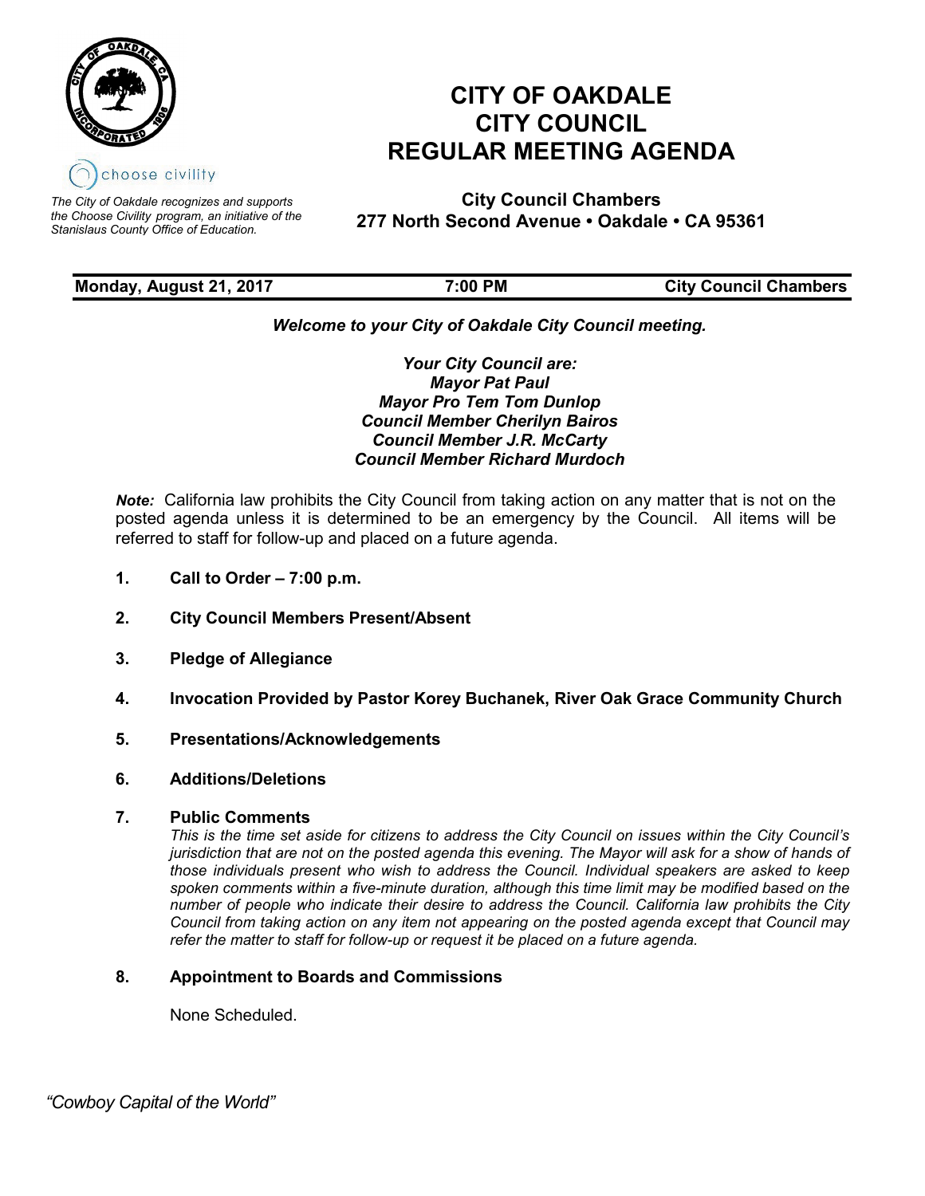choose civility

*The City of Oakdale recognizes and supports the Choose Civility program, an initiative of the Stanislaus County Office of Education.*

# CITY OF OAKDALE
# CITY COUNCIL
# REGULAR MEETING AGENDA

**City Council Chambers**
**277 North Second Avenue • Oakdale • CA 95361**

**Monday, August 21, 2017** | **7:00 PM** | **City Council Chambers**

***Welcome to your City of Oakdale City Council meeting.***

***Your City Council are:***
***Mayor Pat Paul***
***Mayor Pro Tem Tom Dunlop***
***Council Member Cherilyn Bairos***
***Council Member J.R. McCarty***
***Council Member Richard Murdoch***

***Note:*** California law prohibits the City Council from taking action on any matter that is not on the posted agenda unless it is determined to be an emergency by the Council. All items will be referred to staff for follow-up and placed on a future agenda.

1. **Call to Order – 7:00 p.m.**

2. **City Council Members Present/Absent**

3. **Pledge of Allegiance**

4. **Invocation Provided by Pastor Korey Buchanek, River Oak Grace Community Church**

5. **Presentations/Acknowledgements**

6. **Additions/Deletions**

7. **Public Comments**

   *This is the time set aside for citizens to address the City Council on issues within the City Council's jurisdiction that are not on the posted agenda this evening. The Mayor will ask for a show of hands of those individuals present who wish to address the Council. Individual speakers are asked to keep spoken comments within a five-minute duration, although this time limit may be modified based on the number of people who indicate their desire to address the Council. California law prohibits the City Council from taking action on any item not appearing on the posted agenda except that Council may refer the matter to staff for follow-up or request it be placed on a future agenda.*

8. **Appointment to Boards and Commissions**

   None Scheduled.

*"Cowboy Capital of the World"*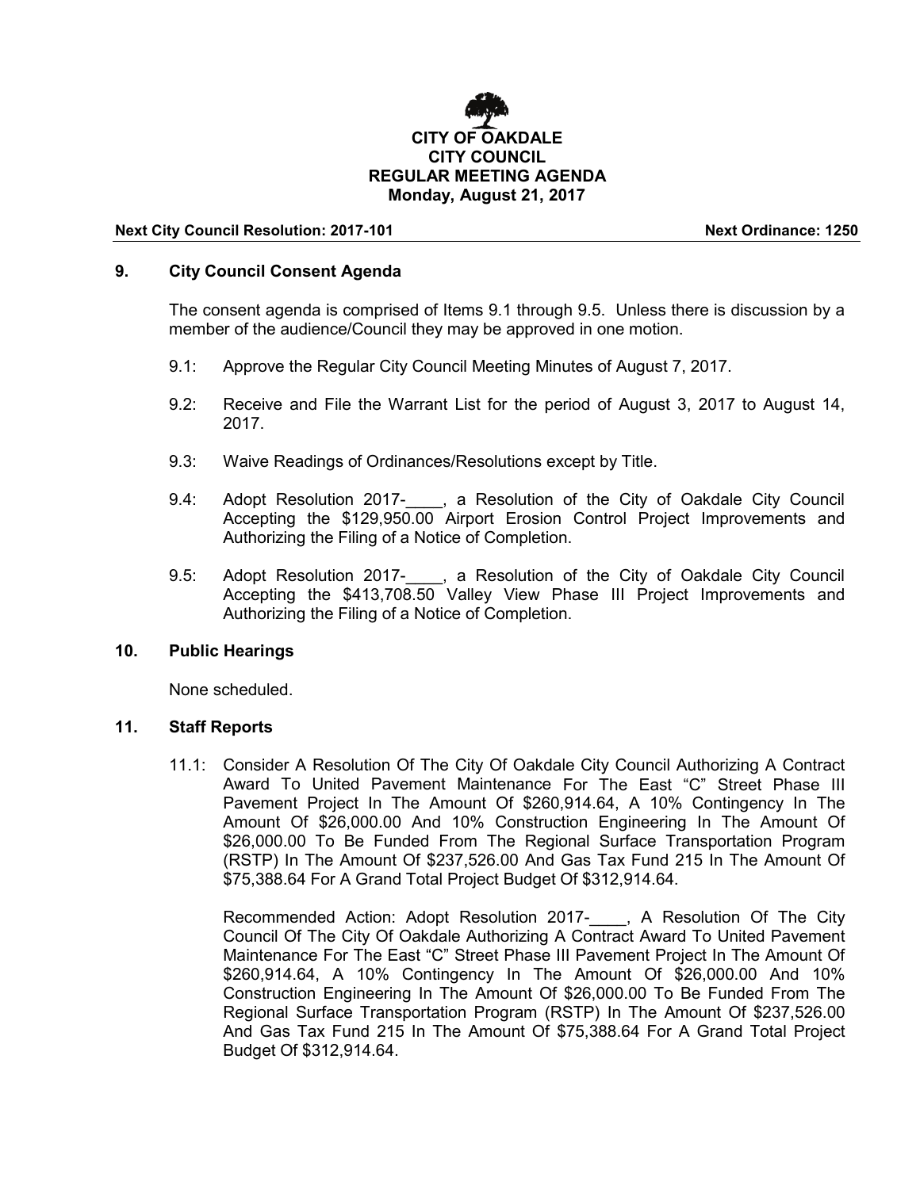**CITY OF OAKDALE**
**CITY COUNCIL**
**REGULAR MEETING AGENDA**
**Monday, August 21, 2017**

**Next City Council Resolution: 2017-101** **Next Ordinance: 1250**

## 9. City Council Consent Agenda

The consent agenda is comprised of Items 9.1 through 9.5. Unless there is discussion by a member of the audience/Council they may be approved in one motion.

9.1: Approve the Regular City Council Meeting Minutes of August 7, 2017.

9.2: Receive and File the Warrant List for the period of August 3, 2017 to August 14, 2017.

9.3: Waive Readings of Ordinances/Resolutions except by Title.

9.4: Adopt Resolution 2017-____, a Resolution of the City of Oakdale City Council Accepting the $129,950.00 Airport Erosion Control Project Improvements and Authorizing the Filing of a Notice of Completion.

9.5: Adopt Resolution 2017-____, a Resolution of the City of Oakdale City Council Accepting the $413,708.50 Valley View Phase III Project Improvements and Authorizing the Filing of a Notice of Completion.

## 10. Public Hearings

None scheduled.

## 11. Staff Reports

11.1: Consider A Resolution Of The City Of Oakdale City Council Authorizing A Contract Award To United Pavement Maintenance For The East "C" Street Phase III Pavement Project In The Amount Of $260,914.64, A 10% Contingency In The Amount Of $26,000.00 And 10% Construction Engineering In The Amount Of $26,000.00 To Be Funded From The Regional Surface Transportation Program (RSTP) In The Amount Of $237,526.00 And Gas Tax Fund 215 In The Amount Of $75,388.64 For A Grand Total Project Budget Of $312,914.64.

Recommended Action: Adopt Resolution 2017-____, A Resolution Of The City Council Of The City Of Oakdale Authorizing A Contract Award To United Pavement Maintenance For The East "C" Street Phase III Pavement Project In The Amount Of $260,914.64, A 10% Contingency In The Amount Of $26,000.00 And 10% Construction Engineering In The Amount Of $26,000.00 To Be Funded From The Regional Surface Transportation Program (RSTP) In The Amount Of $237,526.00 And Gas Tax Fund 215 In The Amount Of $75,388.64 For A Grand Total Project Budget Of $312,914.64.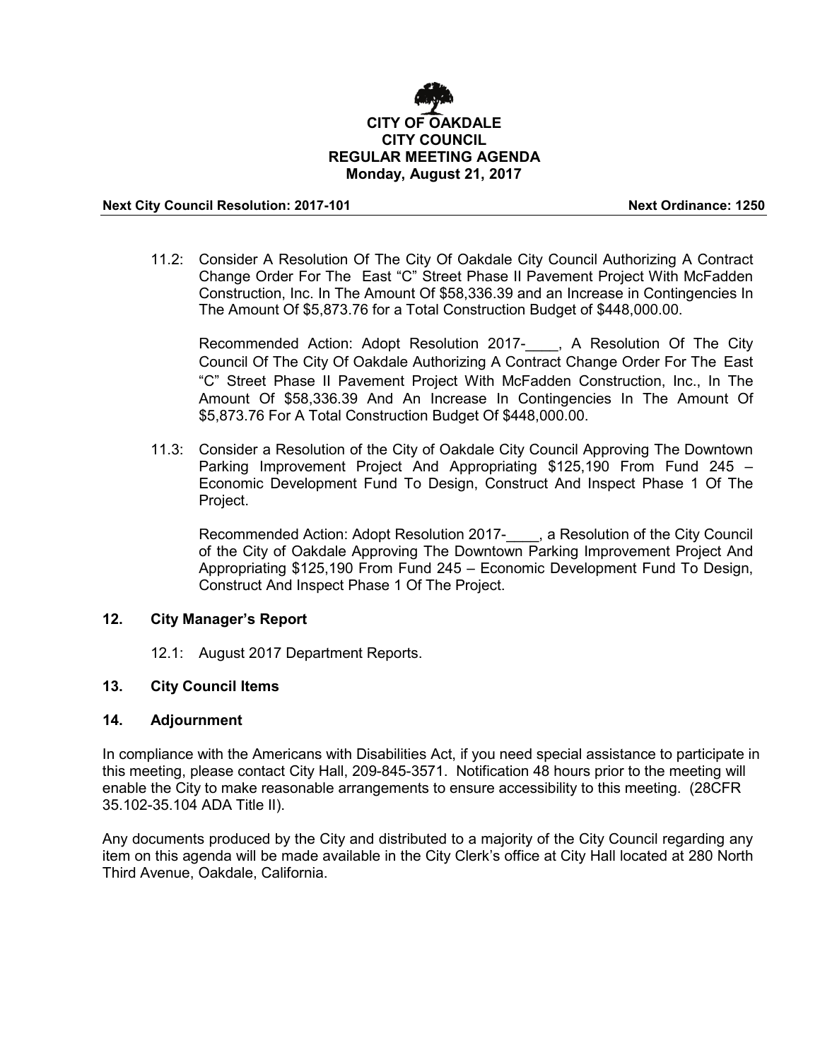11.2: Consider A Resolution Of The City Of Oakdale City Council Authorizing A Contract Change Order For The East “C” Street Phase II Pavement Project With McFadden Construction, Inc. In The Amount Of $58,336.39 and an Increase in Contingencies In The Amount Of $5,873.76 for a Total Construction Budget of $448,000.00.

Recommended Action: Adopt Resolution 2017-____, A Resolution Of The City Council Of The City Of Oakdale Authorizing A Contract Change Order For The East “C” Street Phase II Pavement Project With McFadden Construction, Inc., In The Amount Of $58,336.39 And An Increase In Contingencies In The Amount Of $5,873.76 For A Total Construction Budget Of $448,000.00.

11.3: Consider a Resolution of the City of Oakdale City Council Approving The Downtown Parking Improvement Project And Appropriating $125,190 From Fund 245 – Economic Development Fund To Design, Construct And Inspect Phase 1 Of The Project.

Recommended Action: Adopt Resolution 2017-____, a Resolution of the City Council of the City of Oakdale Approving The Downtown Parking Improvement Project And Appropriating $125,190 From Fund 245 – Economic Development Fund To Design, Construct And Inspect Phase 1 Of The Project.

## 12. City Manager’s Report

12.1: August 2017 Department Reports.

## 13. City Council Items

## 14. Adjournment

In compliance with the Americans with Disabilities Act, if you need special assistance to participate in this meeting, please contact City Hall, 209-845-3571. Notification 48 hours prior to the meeting will enable the City to make reasonable arrangements to ensure accessibility to this meeting. (28CFR 35.102-35.104 ADA Title II).

Any documents produced by the City and distributed to a majority of the City Council regarding any item on this agenda will be made available in the City Clerk’s office at City Hall located at 280 North Third Avenue, Oakdale, California.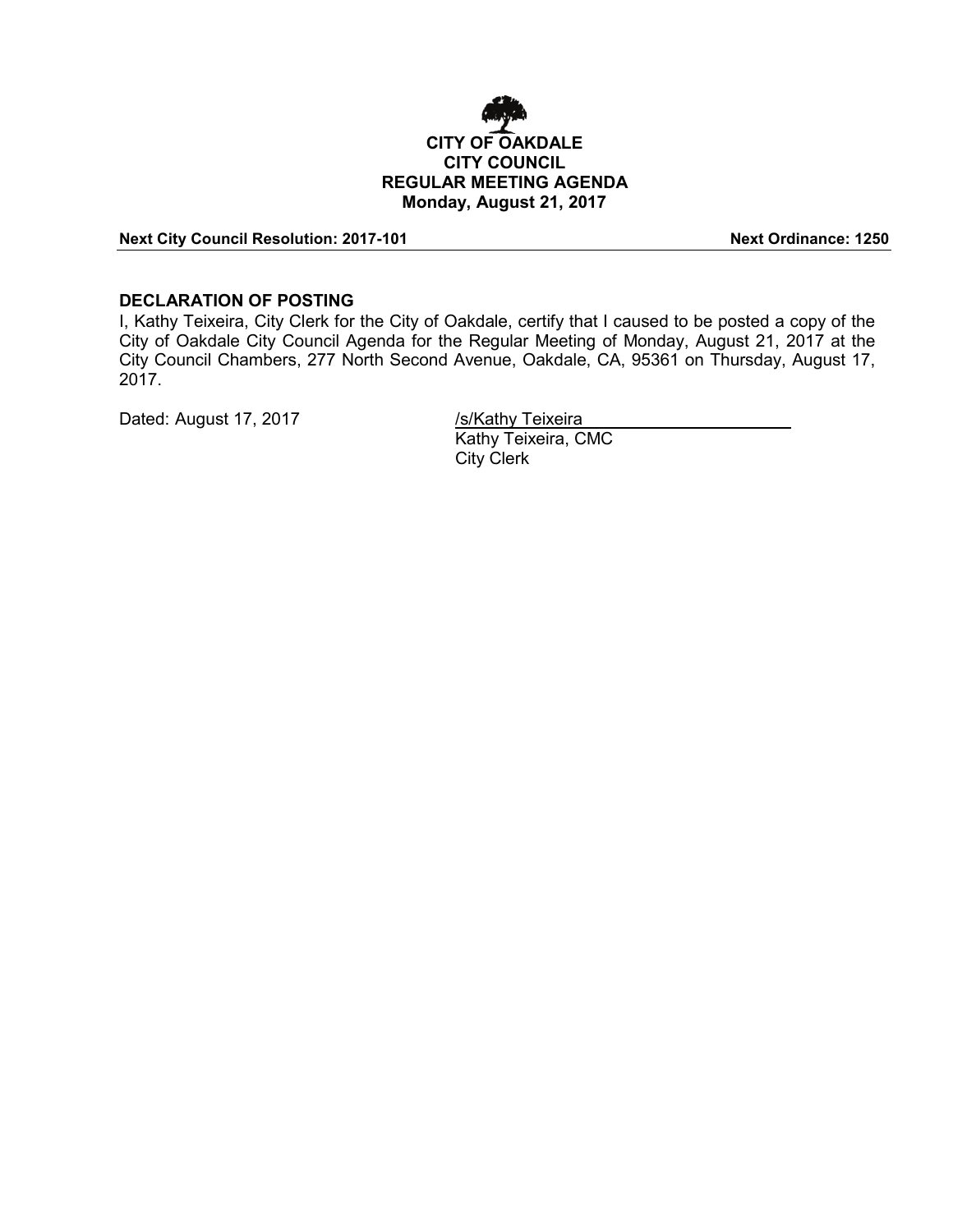**CITY OF OAKDALE**
**CITY COUNCIL**
**REGULAR MEETING AGENDA**
**Monday, August 21, 2017**

**Next City Council Resolution: 2017-101** **Next Ordinance: 1250**

## DECLARATION OF POSTING

I, Kathy Teixeira, City Clerk for the City of Oakdale, certify that I caused to be posted a copy of the City of Oakdale City Council Agenda for the Regular Meeting of Monday, August 21, 2017 at the City Council Chambers, 277 North Second Avenue, Oakdale, CA, 95361 on Thursday, August 17, 2017.

Dated: August 17, 2017

/s/Kathy Teixeira
Kathy Teixeira, CMC
City Clerk